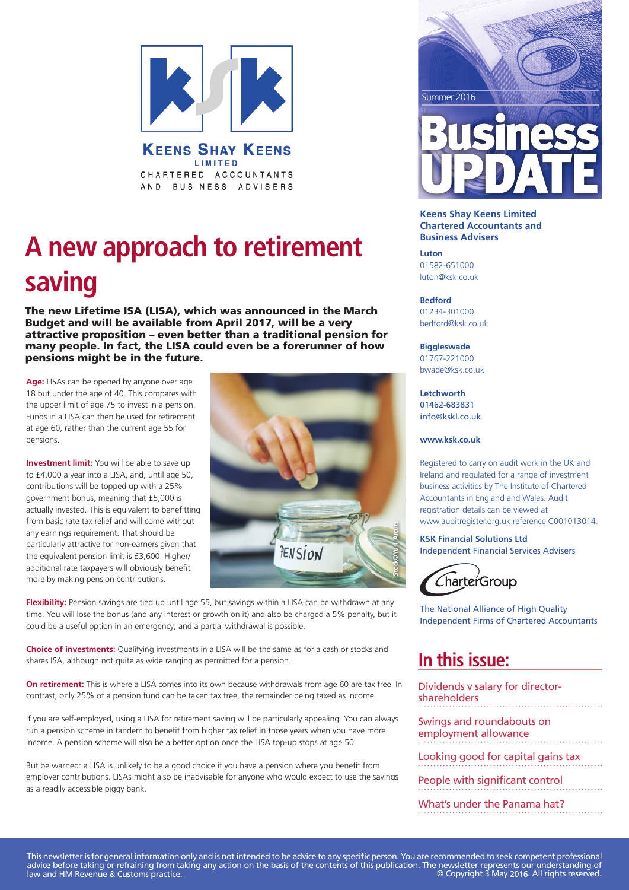KEENS SHAY KEENS
LIMITED
CHARTERED ACCOUNTANTS AND BUSINESS ADVISERS

Summer 2016

# Business UPDATE

# A new approach to retirement saving

**The new Lifetime ISA (LISA), which was announced in the March Budget and will be available from April 2017, will be a very attractive proposition – even better than a traditional pension for many people. In fact, the LISA could even be a forerunner of how pensions might be in the future.**

**Age:** LISAs can be opened by anyone over age 18 but under the age of 40. This compares with the upper limit of age 75 to invest in a pension. Funds in a LISA can then be used for retirement at age 60, rather than the current age 55 for pensions.

**Investment limit:** You will be able to save up to £4,000 a year into a LISA, and, until age 50, contributions will be topped up with a 25% government bonus, meaning that £5,000 is actually invested. This is equivalent to benefitting from basic rate tax relief and will come without any earnings requirement. That should be particularly attractive for non-earners given that the equivalent pension limit is £3,600. Higher/additional rate taxpayers will obviously benefit more by making pension contributions.

**Flexibility:** Pension savings are tied up until age 55, but savings within a LISA can be withdrawn at any time. You will lose the bonus (and any interest or growth on it) and also be charged a 5% penalty, but it could be a useful option in an emergency; and a partial withdrawal is possible.

**Choice of investments:** Qualifying investments in a LISA will be the same as for a cash or stocks and shares ISA, although not quite as wide ranging as permitted for a pension.

**On retirement:** This is where a LISA comes into its own because withdrawals from age 60 are tax free. In contrast, only 25% of a pension fund can be taken tax free, the remainder being taxed as income.

If you are self-employed, using a LISA for retirement saving will be particularly appealing. You can always run a pension scheme in tandem to benefit from higher tax relief in those years when you have more income. A pension scheme will also be a better option once the LISA top-up stops at age 50.

But be warned: a LISA is unlikely to be a good choice if you have a pension where you benefit from employer contributions. LISAs might also be inadvisable for anyone who would expect to use the savings as a readily accessible piggy bank.

**Keens Shay Keens Limited Chartered Accountants and Business Advisers**

**Luton**
01582-651000
luton@ksk.co.uk

**Bedford**
01234-301000
bedford@ksk.co.uk

**Biggleswade**
01767-221000
bwade@ksk.co.uk

**Letchworth**
01462-683831
info@kskl.co.uk

**www.ksk.co.uk**

Registered to carry on audit work in the UK and Ireland and regulated for a range of investment business activities by The Institute of Chartered Accountants in England and Wales. Audit registration details can be viewed at www.auditregister.org.uk reference C001013014.

**KSK Financial Solutions Ltd**
Independent Financial Services Advisers

CharterGroup

The National Alliance of High Quality Independent Firms of Chartered Accountants

## In this issue:

- Dividends v salary for director-shareholders
- Swings and roundabouts on employment allowance
- Looking good for capital gains tax
- People with significant control
- What's under the Panama hat?

This newsletter is for general information only and is not intended to be advice to any specific person. You are recommended to seek competent professional advice before taking or refraining from taking any action on the basis of the contents of this publication. The newsletter represents our understanding of law and HM Revenue & Customs practice. © Copyright 3 May 2016. All rights reserved.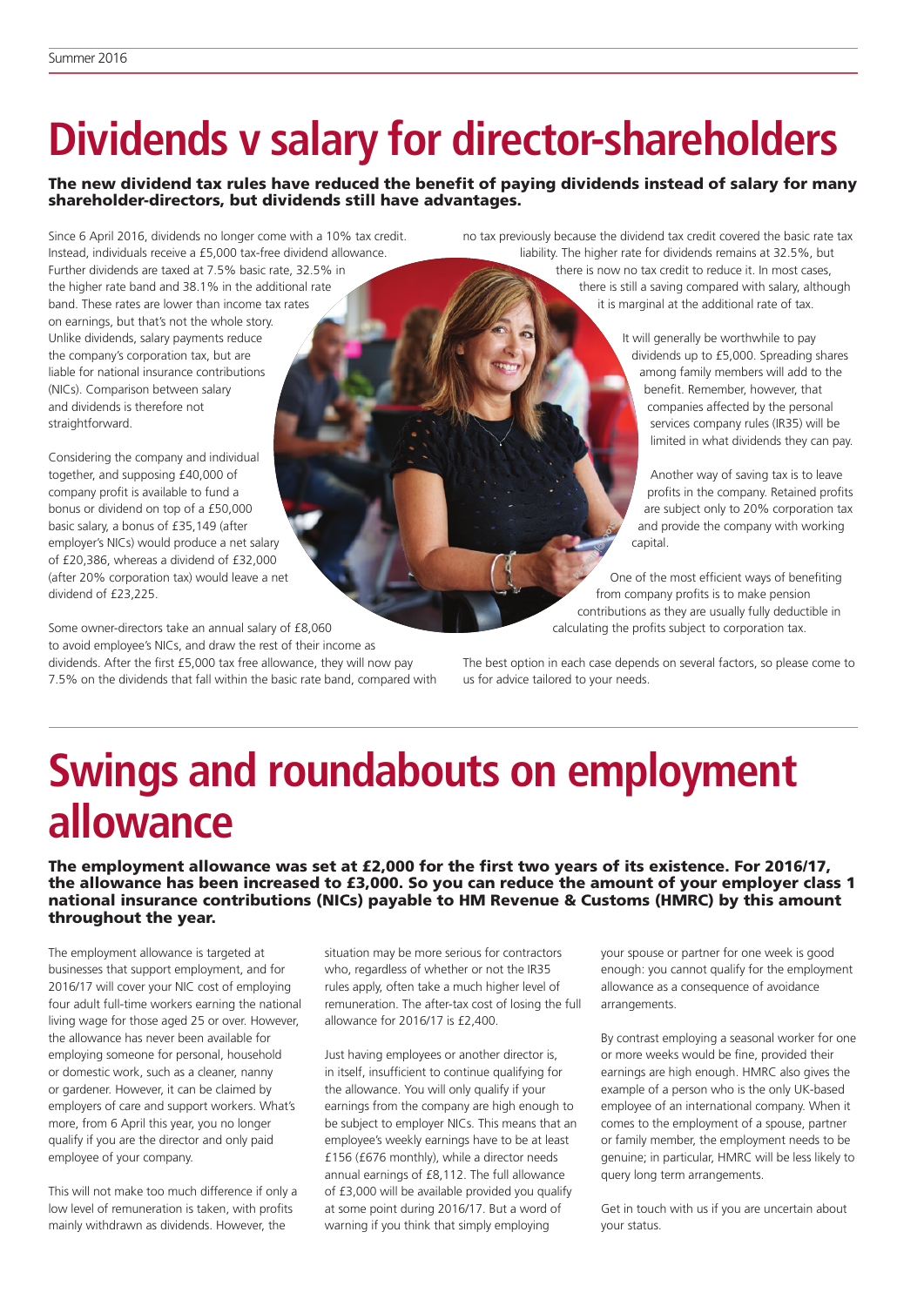# Dividends v salary for director-shareholders

**The new dividend tax rules have reduced the benefit of paying dividends instead of salary for many shareholder-directors, but dividends still have advantages.**

Since 6 April 2016, dividends no longer come with a 10% tax credit. Instead, individuals receive a £5,000 tax-free dividend allowance. Further dividends are taxed at 7.5% basic rate, 32.5% in the higher rate band and 38.1% in the additional rate band. These rates are lower than income tax rates on earnings, but that's not the whole story. Unlike dividends, salary payments reduce the company's corporation tax, but are liable for national insurance contributions (NICs). Comparison between salary and dividends is therefore not straightforward.

Considering the company and individual together, and supposing £40,000 of company profit is available to fund a bonus or dividend on top of a £50,000 basic salary, a bonus of £35,149 (after employer's NICs) would produce a net salary of £20,386, whereas a dividend of £32,000 (after 20% corporation tax) would leave a net dividend of £23,225.

Some owner-directors take an annual salary of £8,060 to avoid employee's NICs, and draw the rest of their income as dividends. After the first £5,000 tax free allowance, they will now pay 7.5% on the dividends that fall within the basic rate band, compared with no tax previously because the dividend tax credit covered the basic rate tax liability. The higher rate for dividends remains at 32.5%, but there is now no tax credit to reduce it. In most cases, there is still a saving compared with salary, although it is marginal at the additional rate of tax.

It will generally be worthwhile to pay dividends up to £5,000. Spreading shares among family members will add to the benefit. Remember, however, that companies affected by the personal services company rules (IR35) will be limited in what dividends they can pay.

Another way of saving tax is to leave profits in the company. Retained profits are subject only to 20% corporation tax and provide the company with working capital.

One of the most efficient ways of benefiting from company profits is to make pension contributions as they are usually fully deductible in calculating the profits subject to corporation tax.

The best option in each case depends on several factors, so please come to us for advice tailored to your needs.

# Swings and roundabouts on employment allowance

**The employment allowance was set at £2,000 for the first two years of its existence. For 2016/17, the allowance has been increased to £3,000. So you can reduce the amount of your employer class 1 national insurance contributions (NICs) payable to HM Revenue & Customs (HMRC) by this amount throughout the year.**

The employment allowance is targeted at businesses that support employment, and for 2016/17 will cover your NIC cost of employing four adult full-time workers earning the national living wage for those aged 25 or over. However, the allowance has never been available for employing someone for personal, household or domestic work, such as a cleaner, nanny or gardener. However, it can be claimed by employers of care and support workers. What's more, from 6 April this year, you no longer qualify if you are the director and only paid employee of your company.

This will not make too much difference if only a low level of remuneration is taken, with profits mainly withdrawn as dividends. However, the situation may be more serious for contractors who, regardless of whether or not the IR35 rules apply, often take a much higher level of remuneration. The after-tax cost of losing the full allowance for 2016/17 is £2,400.

Just having employees or another director is, in itself, insufficient to continue qualifying for the allowance. You will only qualify if your earnings from the company are high enough to be subject to employer NICs. This means that an employee's weekly earnings have to be at least £156 (£676 monthly), while a director needs annual earnings of £8,112. The full allowance of £3,000 will be available provided you qualify at some point during 2016/17. But a word of warning if you think that simply employing your spouse or partner for one week is good enough: you cannot qualify for the employment allowance as a consequence of avoidance arrangements.

By contrast employing a seasonal worker for one or more weeks would be fine, provided their earnings are high enough. HMRC also gives the example of a person who is the only UK-based employee of an international company. When it comes to the employment of a spouse, partner or family member, the employment needs to be genuine; in particular, HMRC will be less likely to query long term arrangements.

Get in touch with us if you are uncertain about your status.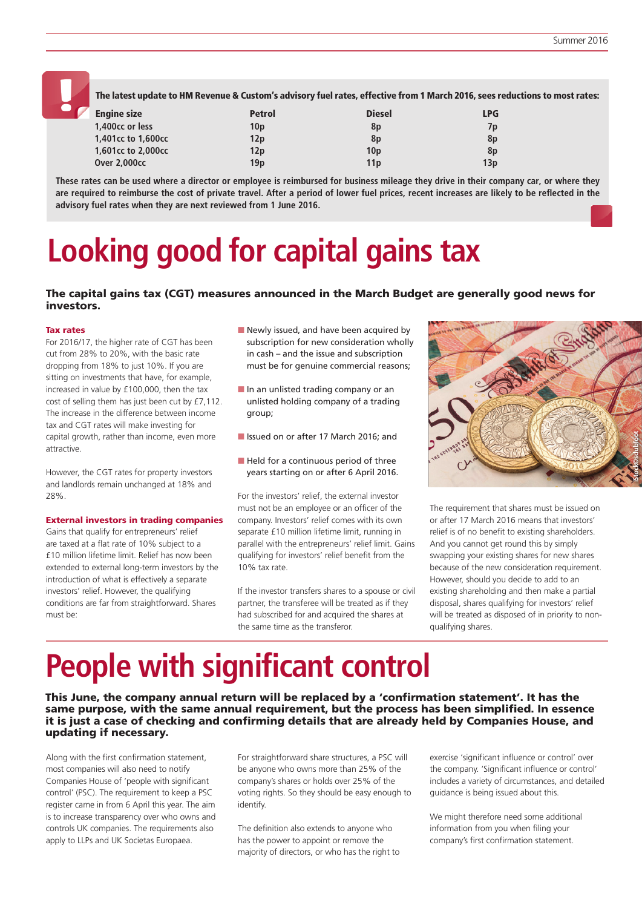**The latest update to HM Revenue & Custom's advisory fuel rates, effective from 1 March 2016, sees reductions to most rates:**

| Engine size | Petrol | Diesel | LPG |
|---|---|---|---|
| 1,400cc or less | 10p | 8p | 7p |
| 1,401cc to 1,600cc | 12p | 8p | 8p |
| 1,601cc to 2,000cc | 12p | 10p | 8p |
| Over 2,000cc | 19p | 11p | 13p |

**These rates can be used where a director or employee is reimbursed for business mileage they drive in their company car, or where they are required to reimburse the cost of private travel. After a period of lower fuel prices, recent increases are likely to be reflected in the advisory fuel rates when they are next reviewed from 1 June 2016.**

# Looking good for capital gains tax

**The capital gains tax (CGT) measures announced in the March Budget are generally good news for investors.**

### Tax rates

For 2016/17, the higher rate of CGT has been cut from 28% to 20%, with the basic rate dropping from 18% to just 10%. If you are sitting on investments that have, for example, increased in value by £100,000, then the tax cost of selling them has just been cut by £7,112. The increase in the difference between income tax and CGT rates will make investing for capital growth, rather than income, even more attractive.

However, the CGT rates for property investors and landlords remain unchanged at 18% and 28%.

### External investors in trading companies

Gains that qualify for entrepreneurs' relief are taxed at a flat rate of 10% subject to a £10 million lifetime limit. Relief has now been extended to external long-term investors by the introduction of what is effectively a separate investors' relief. However, the qualifying conditions are far from straightforward. Shares must be:

- Newly issued, and have been acquired by subscription for new consideration wholly in cash – and the issue and subscription must be for genuine commercial reasons;
- In an unlisted trading company or an unlisted holding company of a trading group;
- Issued on or after 17 March 2016; and
- Held for a continuous period of three years starting on or after 6 April 2016.

For the investors' relief, the external investor must not be an employee or an officer of the company. Investors' relief comes with its own separate £10 million lifetime limit, running in parallel with the entrepreneurs' relief limit. Gains qualifying for investors' relief benefit from the 10% tax rate.

If the investor transfers shares to a spouse or civil partner, the transferee will be treated as if they had subscribed for and acquired the shares at the same time as the transferor.

The requirement that shares must be issued on or after 17 March 2016 means that investors' relief is of no benefit to existing shareholders. And you cannot get round this by simply swapping your existing shares for new shares because of the new consideration requirement. However, should you decide to add to an existing shareholding and then make a partial disposal, shares qualifying for investors' relief will be treated as disposed of in priority to non-qualifying shares.

# People with significant control

**This June, the company annual return will be replaced by a 'confirmation statement'. It has the same purpose, with the same annual requirement, but the process has been simplified. In essence it is just a case of checking and confirming details that are already held by Companies House, and updating if necessary.**

Along with the first confirmation statement, most companies will also need to notify Companies House of 'people with significant control' (PSC). The requirement to keep a PSC register came in from 6 April this year. The aim is to increase transparency over who owns and controls UK companies. The requirements also apply to LLPs and UK Societas Europaea.

For straightforward share structures, a PSC will be anyone who owns more than 25% of the company's shares or holds over 25% of the voting rights. So they should be easy enough to identify.

The definition also extends to anyone who has the power to appoint or remove the majority of directors, or who has the right to exercise 'significant influence or control' over the company. 'Significant influence or control' includes a variety of circumstances, and detailed guidance is being issued about this.

We might therefore need some additional information from you when filing your company's first confirmation statement.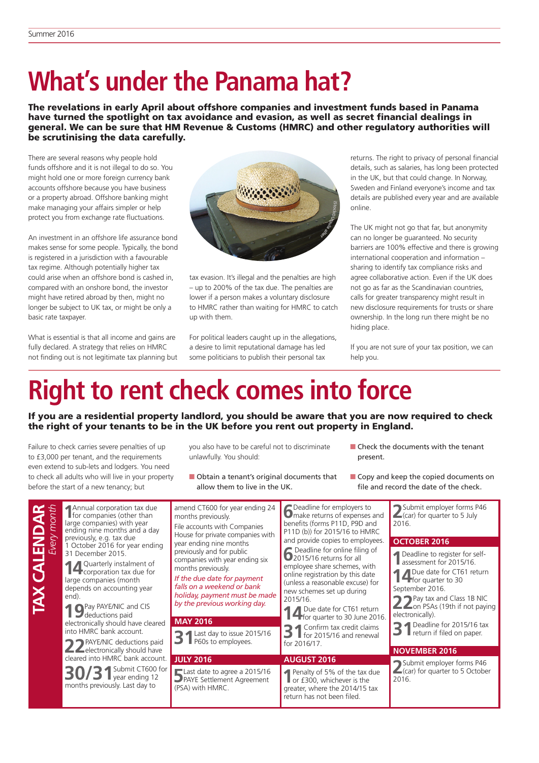# What's under the Panama hat?

**The revelations in early April about offshore companies and investment funds based in Panama have turned the spotlight on tax avoidance and evasion, as well as secret financial dealings in general. We can be sure that HM Revenue & Customs (HMRC) and other regulatory authorities will be scrutinising the data carefully.**

There are several reasons why people hold funds offshore and it is not illegal to do so. You might hold one or more foreign currency bank accounts offshore because you have business or a property abroad. Offshore banking might make managing your affairs simpler or help protect you from exchange rate fluctuations.

An investment in an offshore life assurance bond makes sense for some people. Typically, the bond is registered in a jurisdiction with a favourable tax regime. Although potentially higher tax could arise when an offshore bond is cashed in, compared with an onshore bond, the investor might have retired abroad by then, might no longer be subject to UK tax, or might be only a basic rate taxpayer.

What is essential is that all income and gains are fully declared. A strategy that relies on HMRC not finding out is not legitimate tax planning but tax evasion. It's illegal and the penalties are high – up to 200% of the tax due. The penalties are lower if a person makes a voluntary disclosure to HMRC rather than waiting for HMRC to catch up with them.

For political leaders caught up in the allegations, a desire to limit reputational damage has led some politicians to publish their personal tax returns. The right to privacy of personal financial details, such as salaries, has long been protected in the UK, but that could change. In Norway, Sweden and Finland everyone's income and tax details are published every year and are available online.

The UK might not go that far, but anonymity can no longer be guaranteed. No security barriers are 100% effective and there is growing international cooperation and information – sharing to identify tax compliance risks and agree collaborative action. Even if the UK does not go as far as the Scandinavian countries, calls for greater transparency might result in new disclosure requirements for trusts or share ownership. In the long run there might be no hiding place.

If you are not sure of your tax position, we can help you.

# Right to rent check comes into force

**If you are a residential property landlord, you should be aware that you are now required to check the right of your tenants to be in the UK before you rent out property in England.**

Failure to check carries severe penalties of up to £3,000 per tenant, and the requirements even extend to sub-lets and lodgers. You need to check all adults who will live in your property before the start of a new tenancy; but you also have to be careful not to discriminate unlawfully. You should:

- Obtain a tenant's original documents that allow them to live in the UK.
- Check the documents with the tenant present.
- Copy and keep the copied documents on file and record the date of the check.

## TAX CALENDAR

*Every month*

**1** Annual corporation tax due for companies (other than large companies) with year ending nine months and a day previously, e.g. tax due 1 October 2016 for year ending 31 December 2015.

**14** Quarterly instalment of corporation tax due for large companies (month depends on accounting year end).

**19** Pay PAYE/NIC and CIS deductions paid electronically should have cleared into HMRC bank account.

**22** PAYE/NIC deductions paid electronically should have cleared into HMRC bank account.

**30/31** Submit CT600 for year ending 12 months previously. Last day to amend CT600 for year ending 24 months previously.

File accounts with Companies House for private companies with year ending nine months previously and for public companies with year ending six months previously.

*If the due date for payment falls on a weekend or bank holiday, payment must be made by the previous working day.*

### MAY 2016

**31** Last day to issue 2015/16 P60s to employees.

### JULY 2016

**5** Last date to agree a 2015/16 PAYE Settlement Agreement (PSA) with HMRC.

**6** Deadline for employers to make returns of expenses and benefits (forms P11D, P9D and P11D (b)) for 2015/16 to HMRC and provide copies to employees.

**6** Deadline for online filing of 2015/16 returns for all employee share schemes, with online registration by this date (unless a reasonable excuse) for new schemes set up during 2015/16.

**14** Due date for CT61 return for quarter to 30 June 2016.

**31** Confirm tax credit claims for 2015/16 and renewal for 2016/17.

### AUGUST 2016

**1** Penalty of 5% of the tax due or £300, whichever is the greater, where the 2014/15 tax return has not been filed.

**2** Submit employer forms P46 (car) for quarter to 5 July 2016.

### OCTOBER 2016

**1** Deadline to register for self-assessment for 2015/16.

**14** Due date for CT61 return for quarter to 30 September 2016.

**22** Pay tax and Class 1B NIC on PSAs (19th if not paying electronically).

**31** Deadline for 2015/16 tax return if filed on paper.

### NOVEMBER 2016

**2** Submit employer forms P46 (car) for quarter to 5 October 2016.